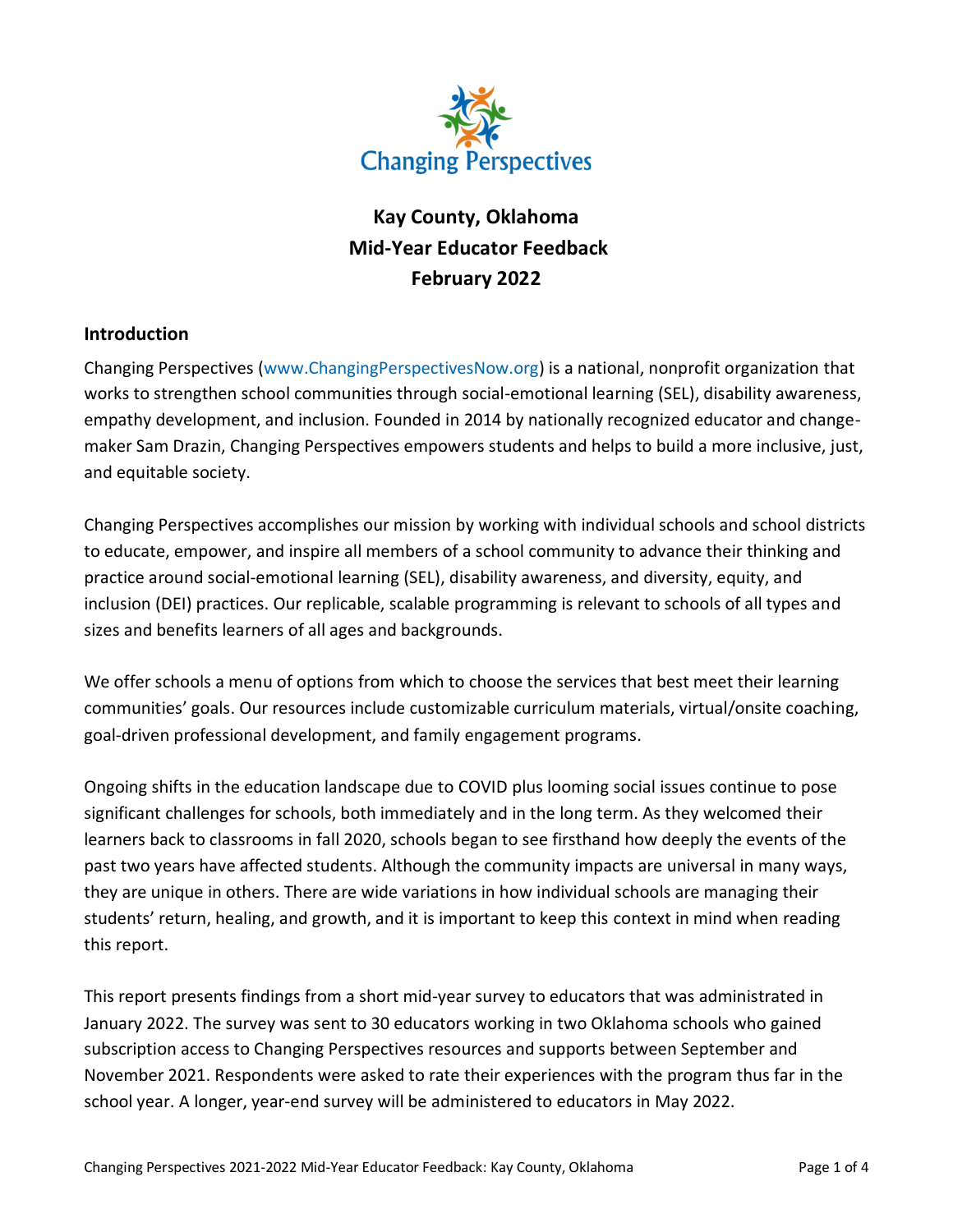# Kay County, Oklahoma
# Mid-Year Educator Feedback
# February 2022

## Introduction

Changing Perspectives (www.ChangingPerspectivesNow.org) is a national, nonprofit organization that works to strengthen school communities through social-emotional learning (SEL), disability awareness, empathy development, and inclusion. Founded in 2014 by nationally recognized educator and change-maker Sam Drazin, Changing Perspectives empowers students and helps to build a more inclusive, just, and equitable society.

Changing Perspectives accomplishes our mission by working with individual schools and school districts to educate, empower, and inspire all members of a school community to advance their thinking and practice around social-emotional learning (SEL), disability awareness, and diversity, equity, and inclusion (DEI) practices. Our replicable, scalable programming is relevant to schools of all types and sizes and benefits learners of all ages and backgrounds.

We offer schools a menu of options from which to choose the services that best meet their learning communities' goals. Our resources include customizable curriculum materials, virtual/onsite coaching, goal-driven professional development, and family engagement programs.

Ongoing shifts in the education landscape due to COVID plus looming social issues continue to pose significant challenges for schools, both immediately and in the long term. As they welcomed their learners back to classrooms in fall 2020, schools began to see firsthand how deeply the events of the past two years have affected students. Although the community impacts are universal in many ways, they are unique in others. There are wide variations in how individual schools are managing their students' return, healing, and growth, and it is important to keep this context in mind when reading this report.

This report presents findings from a short mid-year survey to educators that was administrated in January 2022. The survey was sent to 30 educators working in two Oklahoma schools who gained subscription access to Changing Perspectives resources and supports between September and November 2021. Respondents were asked to rate their experiences with the program thus far in the school year. A longer, year-end survey will be administered to educators in May 2022.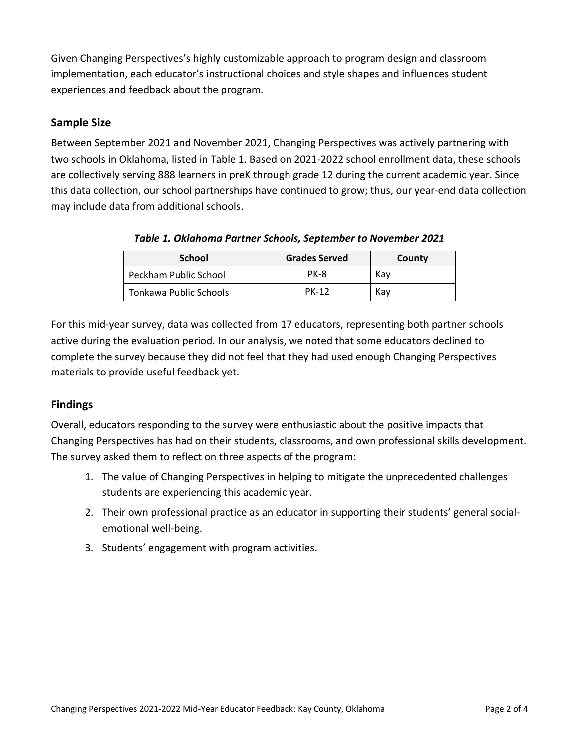Given Changing Perspectives's highly customizable approach to program design and classroom implementation, each educator's instructional choices and style shapes and influences student experiences and feedback about the program.

## Sample Size

Between September 2021 and November 2021, Changing Perspectives was actively partnering with two schools in Oklahoma, listed in Table 1. Based on 2021-2022 school enrollment data, these schools are collectively serving 888 learners in preK through grade 12 during the current academic year. Since this data collection, our school partnerships have continued to grow; thus, our year-end data collection may include data from additional schools.

***Table 1. Oklahoma Partner Schools, September to November 2021***

| School | Grades Served | County |
|---|---|---|
| Peckham Public School | PK-8 | Kay |
| Tonkawa Public Schools | PK-12 | Kay |

For this mid-year survey, data was collected from 17 educators, representing both partner schools active during the evaluation period. In our analysis, we noted that some educators declined to complete the survey because they did not feel that they had used enough Changing Perspectives materials to provide useful feedback yet.

## Findings

Overall, educators responding to the survey were enthusiastic about the positive impacts that Changing Perspectives has had on their students, classrooms, and own professional skills development. The survey asked them to reflect on three aspects of the program:

1. The value of Changing Perspectives in helping to mitigate the unprecedented challenges students are experiencing this academic year.
2. Their own professional practice as an educator in supporting their students' general social-emotional well-being.
3. Students' engagement with program activities.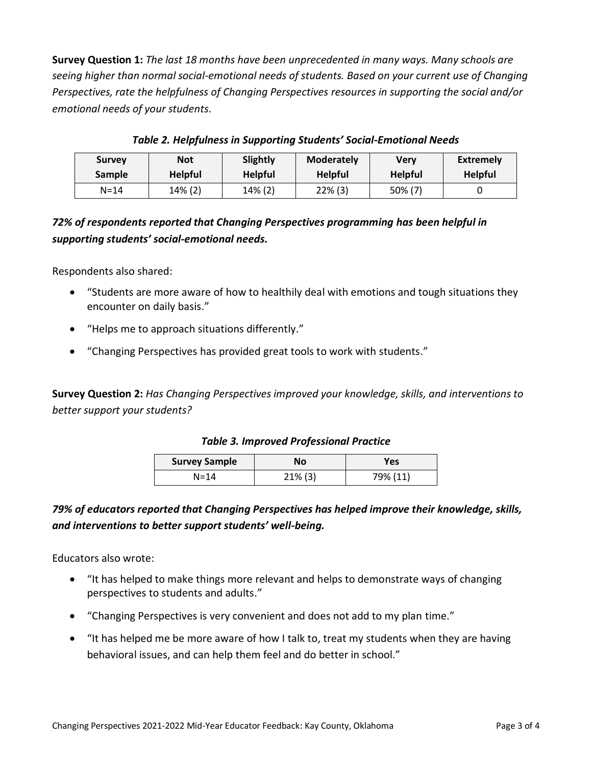**Survey Question 1:** *The last 18 months have been unprecedented in many ways. Many schools are seeing higher than normal social-emotional needs of students. Based on your current use of Changing Perspectives, rate the helpfulness of Changing Perspectives resources in supporting the social and/or emotional needs of your students.*

***Table 2. Helpfulness in Supporting Students' Social-Emotional Needs***

| Survey Sample | Not Helpful | Slightly Helpful | Moderately Helpful | Very Helpful | Extremely Helpful |
|---|---|---|---|---|---|
| N=14 | 14% (2) | 14% (2) | 22% (3) | 50% (7) | 0 |

***72% of respondents reported that Changing Perspectives programming has been helpful in supporting students' social-emotional needs.***

Respondents also shared:

- "Students are more aware of how to healthily deal with emotions and tough situations they encounter on daily basis."
- "Helps me to approach situations differently."
- "Changing Perspectives has provided great tools to work with students."

**Survey Question 2:** *Has Changing Perspectives improved your knowledge, skills, and interventions to better support your students?*

***Table 3. Improved Professional Practice***

| Survey Sample | No | Yes |
|---|---|---|
| N=14 | 21% (3) | 79% (11) |

***79% of educators reported that Changing Perspectives has helped improve their knowledge, skills, and interventions to better support students' well-being.***

Educators also wrote:

- "It has helped to make things more relevant and helps to demonstrate ways of changing perspectives to students and adults."
- "Changing Perspectives is very convenient and does not add to my plan time."
- "It has helped me be more aware of how I talk to, treat my students when they are having behavioral issues, and can help them feel and do better in school."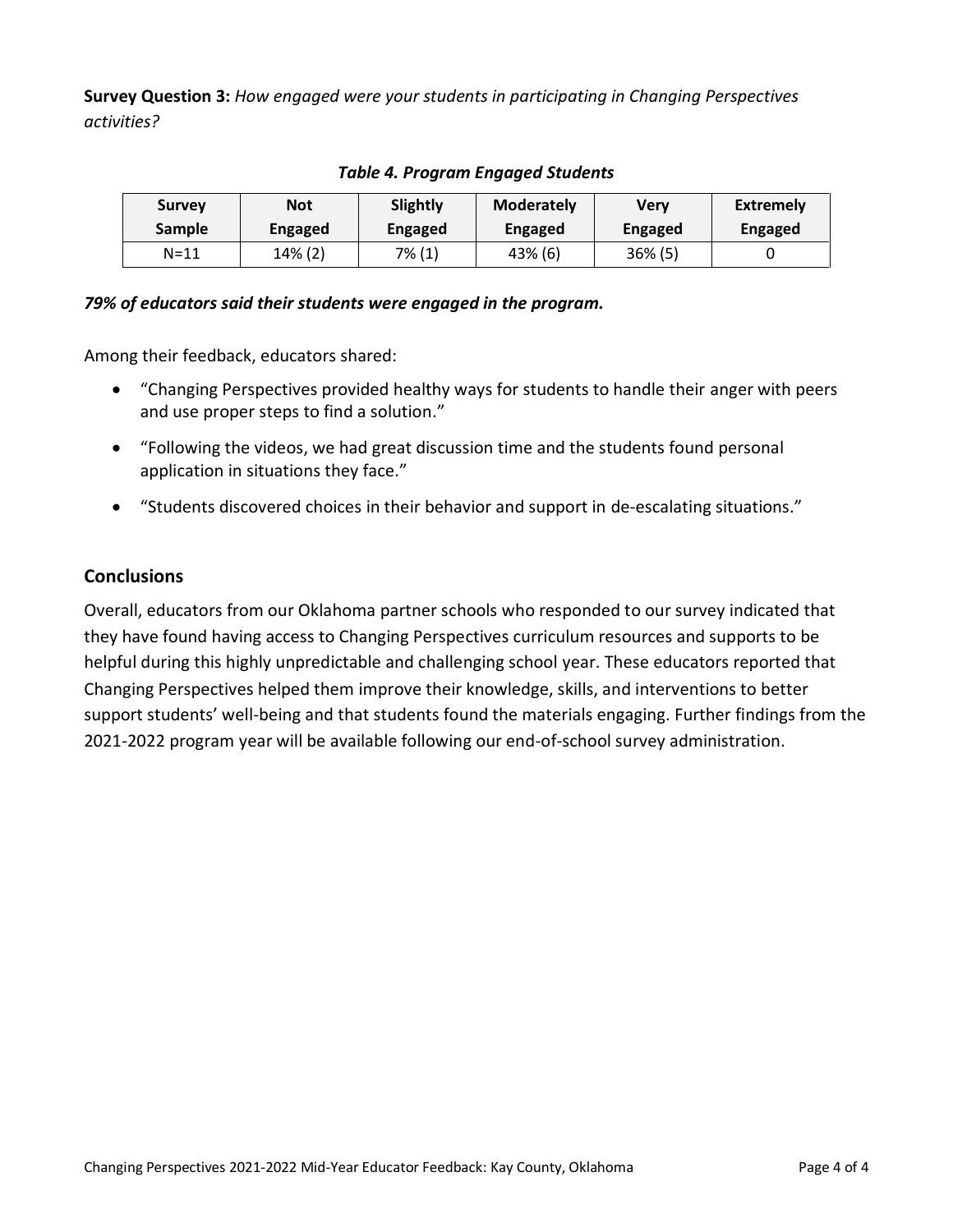**Survey Question 3:** *How engaged were your students in participating in Changing Perspectives activities?*

***Table 4. Program Engaged Students***

| Survey Sample | Not Engaged | Slightly Engaged | Moderately Engaged | Very Engaged | Extremely Engaged |
|---|---|---|---|---|---|
| N=11 | 14% (2) | 7% (1) | 43% (6) | 36% (5) | 0 |

***79% of educators said their students were engaged in the program.***

Among their feedback, educators shared:

- "Changing Perspectives provided healthy ways for students to handle their anger with peers and use proper steps to find a solution."
- "Following the videos, we had great discussion time and the students found personal application in situations they face."
- "Students discovered choices in their behavior and support in de-escalating situations."

## Conclusions

Overall, educators from our Oklahoma partner schools who responded to our survey indicated that they have found having access to Changing Perspectives curriculum resources and supports to be helpful during this highly unpredictable and challenging school year. These educators reported that Changing Perspectives helped them improve their knowledge, skills, and interventions to better support students' well-being and that students found the materials engaging. Further findings from the 2021-2022 program year will be available following our end-of-school survey administration.